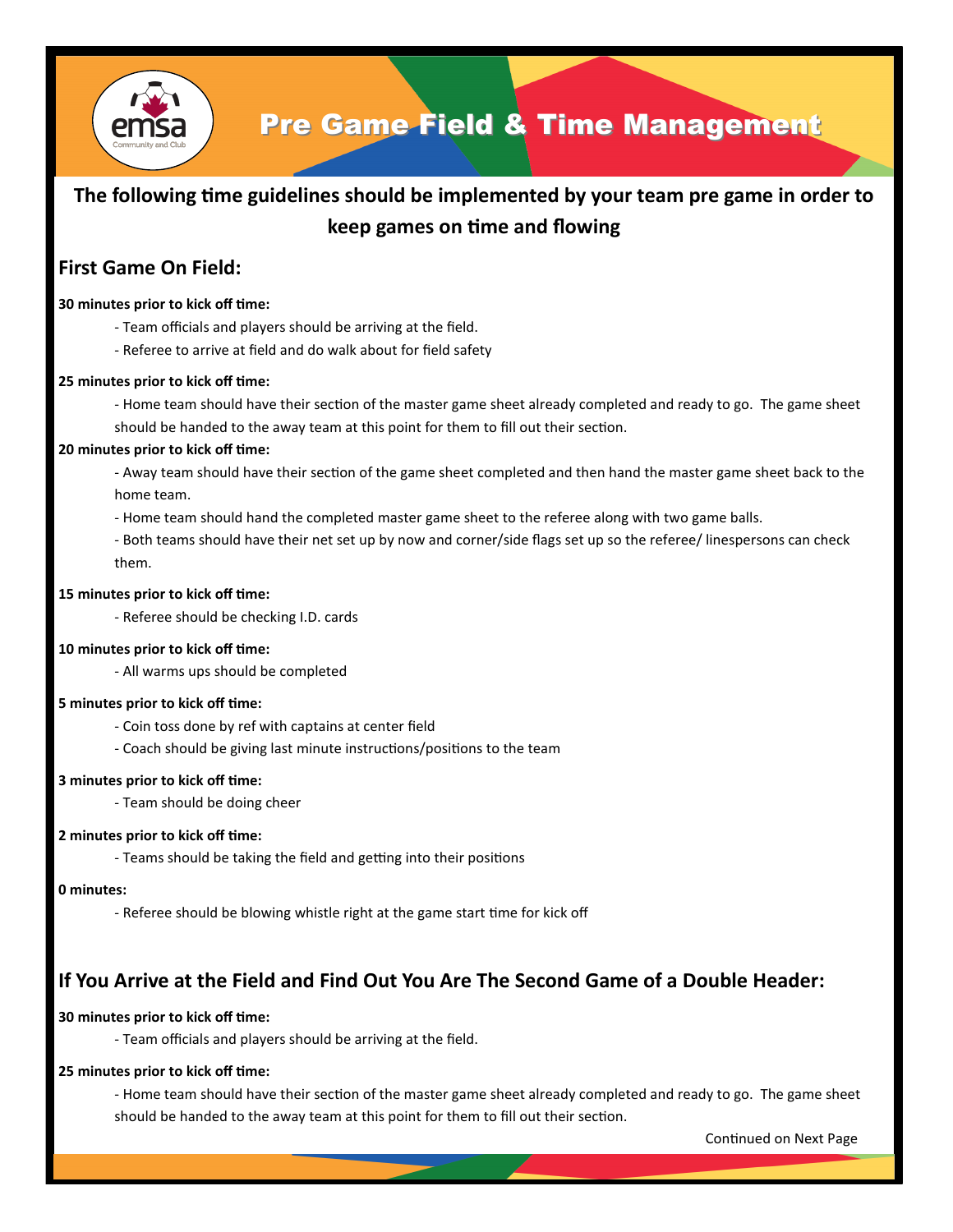# Pre Game Field & Time Management

**The following time guidelines should be implemented by your team pre game in order to keep games on time and flowing**

## First Game On Field:

**30 minutes prior to kick off time:**

- Team officials and players should be arriving at the field.
- Referee to arrive at field and do walk about for field safety

**25 minutes prior to kick off time:**

- Home team should have their section of the master game sheet already completed and ready to go. The game sheet should be handed to the away team at this point for them to fill out their section.

**20 minutes prior to kick off time:**

- Away team should have their section of the game sheet completed and then hand the master game sheet back to the home team.
- Home team should hand the completed master game sheet to the referee along with two game balls.
- Both teams should have their net set up by now and corner/side flags set up so the referee/ linespersons can check them.

**15 minutes prior to kick off time:**

- Referee should be checking I.D. cards

**10 minutes prior to kick off time:**

- All warms ups should be completed

**5 minutes prior to kick off time:**

- Coin toss done by ref with captains at center field
- Coach should be giving last minute instructions/positions to the team

**3 minutes prior to kick off time:**

- Team should be doing cheer

**2 minutes prior to kick off time:**

- Teams should be taking the field and getting into their positions

**0 minutes:**

- Referee should be blowing whistle right at the game start time for kick off

## If You Arrive at the Field and Find Out You Are The Second Game of a Double Header:

**30 minutes prior to kick off time:**

- Team officials and players should be arriving at the field.

**25 minutes prior to kick off time:**

- Home team should have their section of the master game sheet already completed and ready to go. The game sheet should be handed to the away team at this point for them to fill out their section.

Continued on Next Page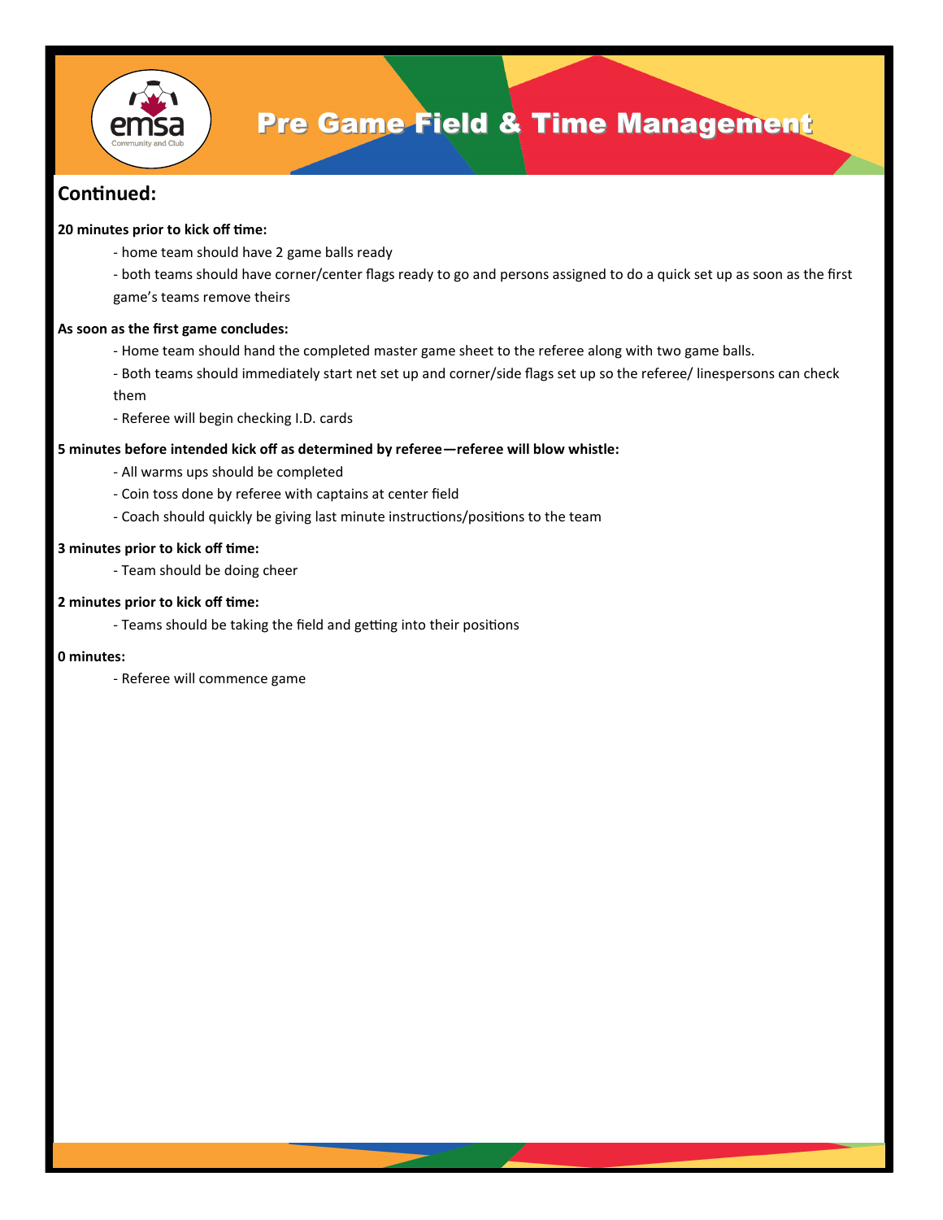# Pre Game Field & Time Management

## Continued:

**20 minutes prior to kick off time:**

- home team should have 2 game balls ready
- both teams should have corner/center flags ready to go and persons assigned to do a quick set up as soon as the first game's teams remove theirs

**As soon as the first game concludes:**

- Home team should hand the completed master game sheet to the referee along with two game balls.
- Both teams should immediately start net set up and corner/side flags set up so the referee/ linespersons can check them
- Referee will begin checking I.D. cards

**5 minutes before intended kick off as determined by referee—referee will blow whistle:**

- All warms ups should be completed
- Coin toss done by referee with captains at center field
- Coach should quickly be giving last minute instructions/positions to the team

**3 minutes prior to kick off time:**

- Team should be doing cheer

**2 minutes prior to kick off time:**

- Teams should be taking the field and getting into their positions

**0 minutes:**

- Referee will commence game